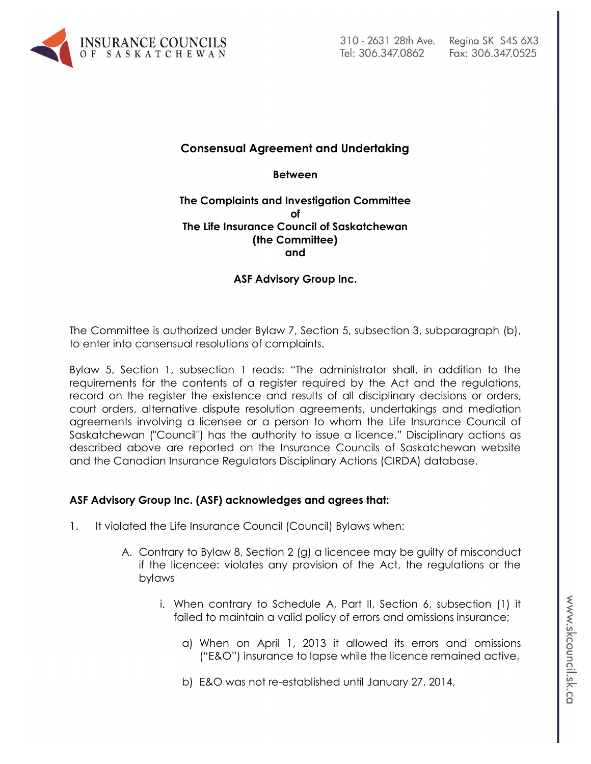## Consensual Agreement and Undertaking

**Between**

**The Complaints and Investigation Committee**
**of**
**The Life Insurance Council of Saskatchewan**
**(the Committee)**
**and**

**ASF Advisory Group Inc.**

The Committee is authorized under Bylaw 7, Section 5, subsection 3, subparagraph (b), to enter into consensual resolutions of complaints.

Bylaw 5, Section 1, subsection 1 reads: "The administrator shall, in addition to the requirements for the contents of a register required by the Act and the regulations, record on the register the existence and results of all disciplinary decisions or orders, court orders, alternative dispute resolution agreements, undertakings and mediation agreements involving a licensee or a person to whom the Life Insurance Council of Saskatchewan ("Council") has the authority to issue a licence." Disciplinary actions as described above are reported on the Insurance Councils of Saskatchewan website and the Canadian Insurance Regulators Disciplinary Actions (CIRDA) database.

**ASF Advisory Group Inc. (ASF) acknowledges and agrees that:**

1. It violated the Life Insurance Council (Council) Bylaws when:

   A. Contrary to Bylaw 8, Section 2 (g) a licencee may be guilty of misconduct if the licencee: violates any provision of the Act, the regulations or the bylaws

      i. When contrary to Schedule A, Part II, Section 6, subsection (1) it failed to maintain a valid policy of errors and omissions insurance;

         a) When on April 1, 2013 it allowed its errors and omissions ("E&O") insurance to lapse while the licence remained active,

         b) E&O was not re-established until January 27, 2014,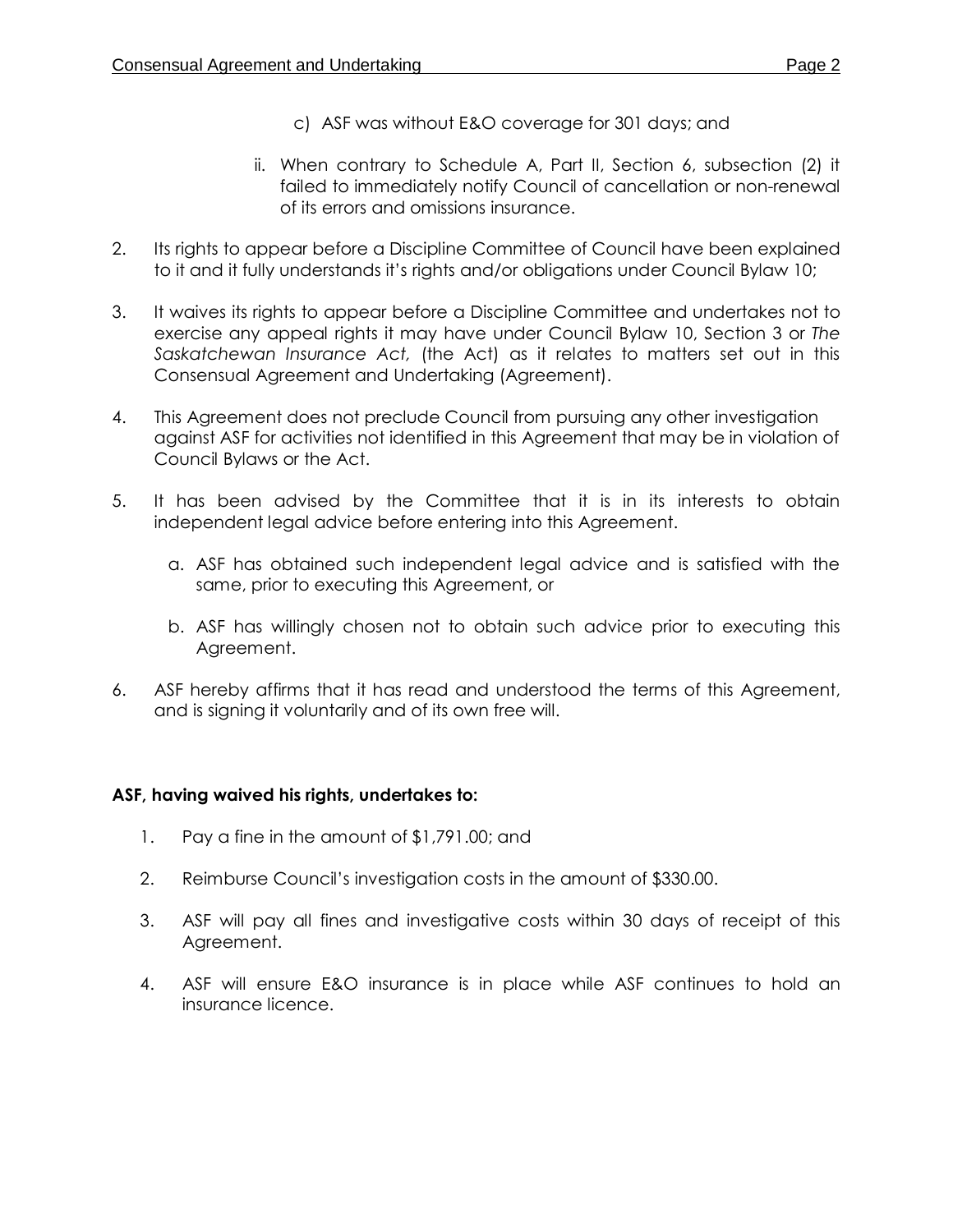- c) ASF was without E&O coverage for 301 days; and

  - ii. When contrary to Schedule A, Part II, Section 6, subsection (2) it failed to immediately notify Council of cancellation or non-renewal of its errors and omissions insurance.

2. Its rights to appear before a Discipline Committee of Council have been explained to it and it fully understands it's rights and/or obligations under Council Bylaw 10;

3. It waives its rights to appear before a Discipline Committee and undertakes not to exercise any appeal rights it may have under Council Bylaw 10, Section 3 or *The Saskatchewan Insurance Act,* (the Act) as it relates to matters set out in this Consensual Agreement and Undertaking (Agreement).

4. This Agreement does not preclude Council from pursuing any other investigation against ASF for activities not identified in this Agreement that may be in violation of Council Bylaws or the Act.

5. It has been advised by the Committee that it is in its interests to obtain independent legal advice before entering into this Agreement.

   a. ASF has obtained such independent legal advice and is satisfied with the same, prior to executing this Agreement, or

   b. ASF has willingly chosen not to obtain such advice prior to executing this Agreement.

6. ASF hereby affirms that it has read and understood the terms of this Agreement, and is signing it voluntarily and of its own free will.

**ASF, having waived his rights, undertakes to:**

1. Pay a fine in the amount of $1,791.00; and

2. Reimburse Council's investigation costs in the amount of $330.00.

3. ASF will pay all fines and investigative costs within 30 days of receipt of this Agreement.

4. ASF will ensure E&O insurance is in place while ASF continues to hold an insurance licence.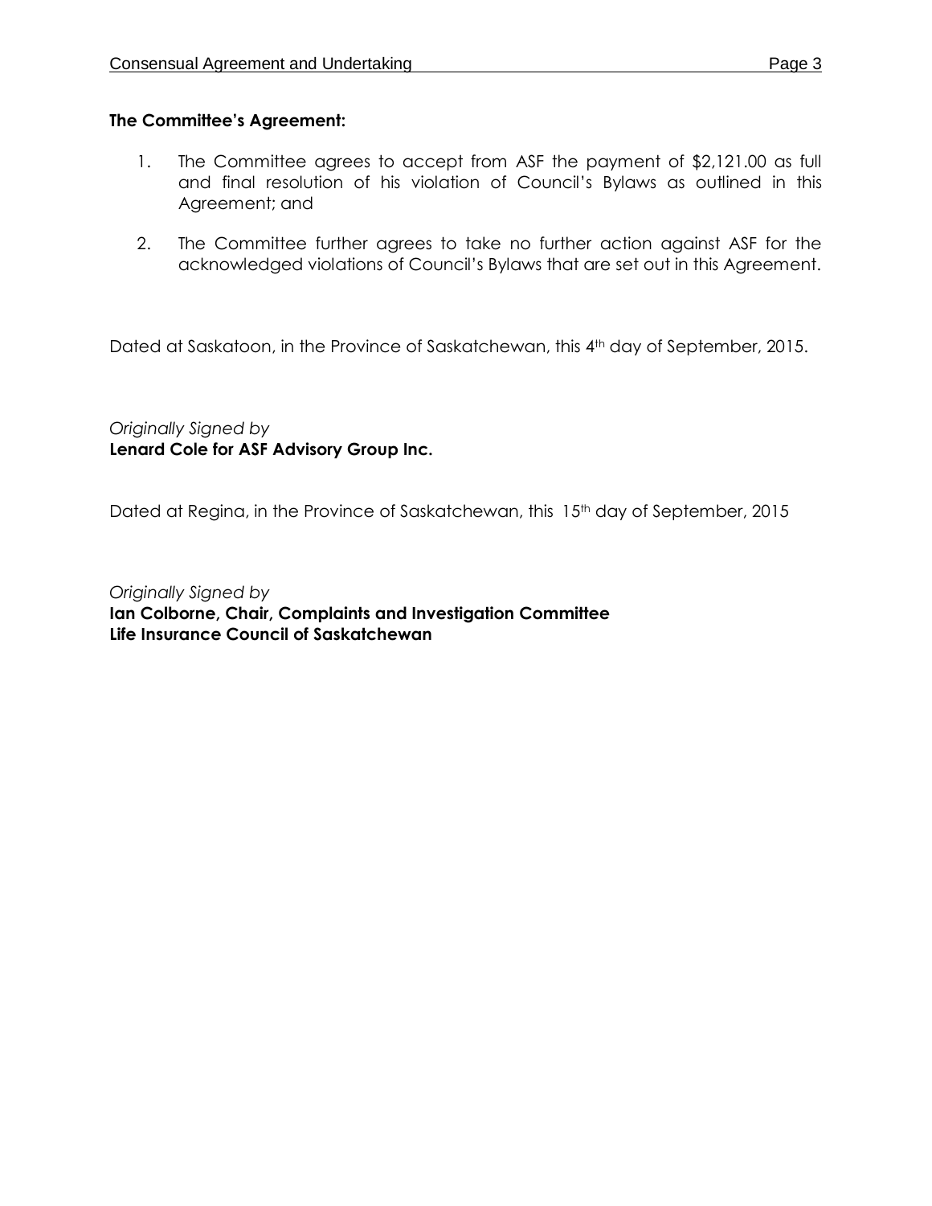**The Committee's Agreement:**

1. The Committee agrees to accept from ASF the payment of $2,121.00 as full and final resolution of his violation of Council's Bylaws as outlined in this Agreement; and
2. The Committee further agrees to take no further action against ASF for the acknowledged violations of Council's Bylaws that are set out in this Agreement.

Dated at Saskatoon, in the Province of Saskatchewan, this 4th day of September, 2015.

*Originally Signed by*
**Lenard Cole for ASF Advisory Group Inc.**

Dated at Regina, in the Province of Saskatchewan, this 15th day of September, 2015

*Originally Signed by*
**Ian Colborne, Chair, Complaints and Investigation Committee**
**Life Insurance Council of Saskatchewan**